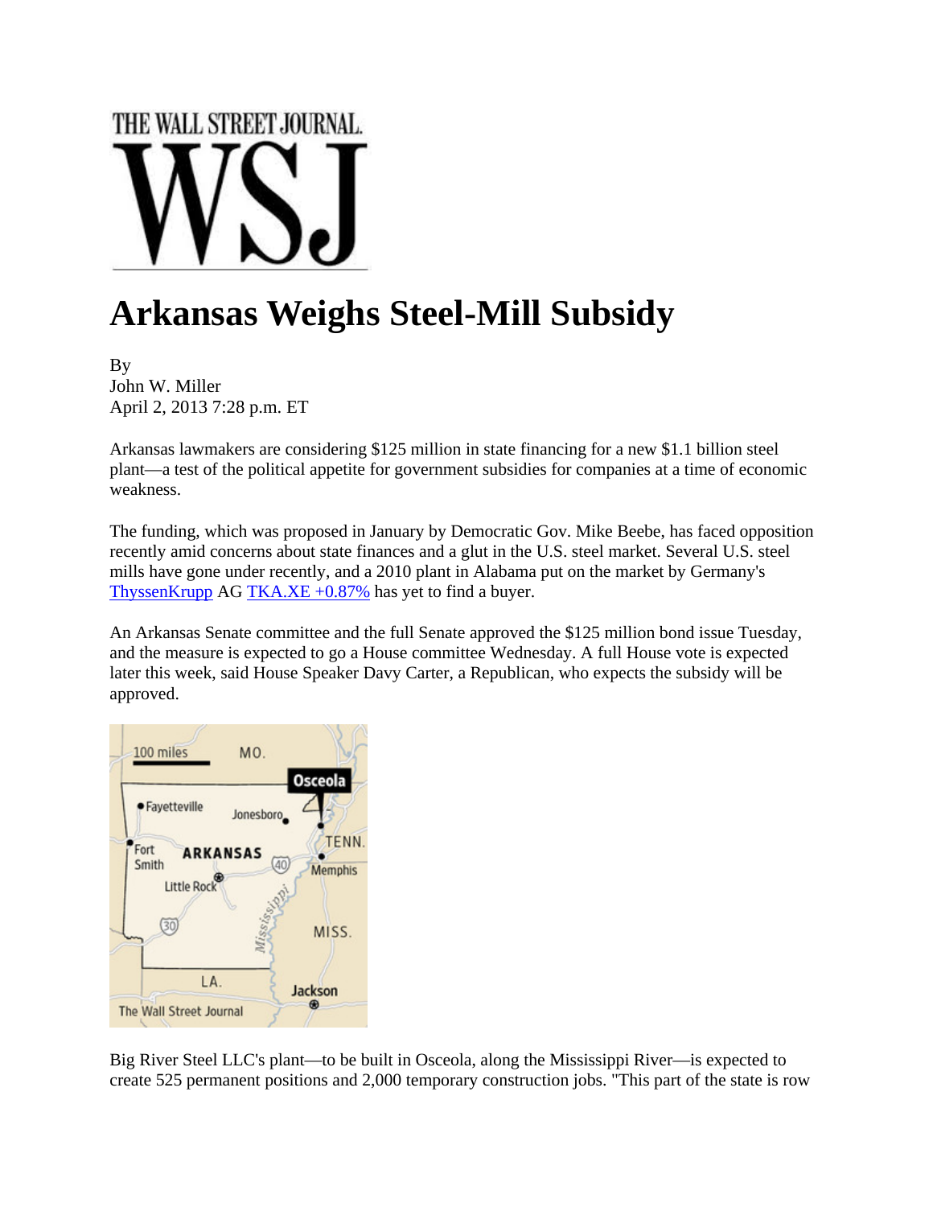THE WALL STREET JOURNAL.

# Arkansas Weighs Steel-Mill Subsidy

By
John W. Miller
April 2, 2013 7:28 p.m. ET

Arkansas lawmakers are considering $125 million in state financing for a new $1.1 billion steel plant—a test of the political appetite for government subsidies for companies at a time of economic weakness.

The funding, which was proposed in January by Democratic Gov. Mike Beebe, has faced opposition recently amid concerns about state finances and a glut in the U.S. steel market. Several U.S. steel mills have gone under recently, and a 2010 plant in Alabama put on the market by Germany's ThyssenKrupp AG TKA.XE +0.87% has yet to find a buyer.

An Arkansas Senate committee and the full Senate approved the $125 million bond issue Tuesday, and the measure is expected to go a House committee Wednesday. A full House vote is expected later this week, said House Speaker Davy Carter, a Republican, who expects the subsidy will be approved.

Big River Steel LLC's plant—to be built in Osceola, along the Mississippi River—is expected to create 525 permanent positions and 2,000 temporary construction jobs. "This part of the state is row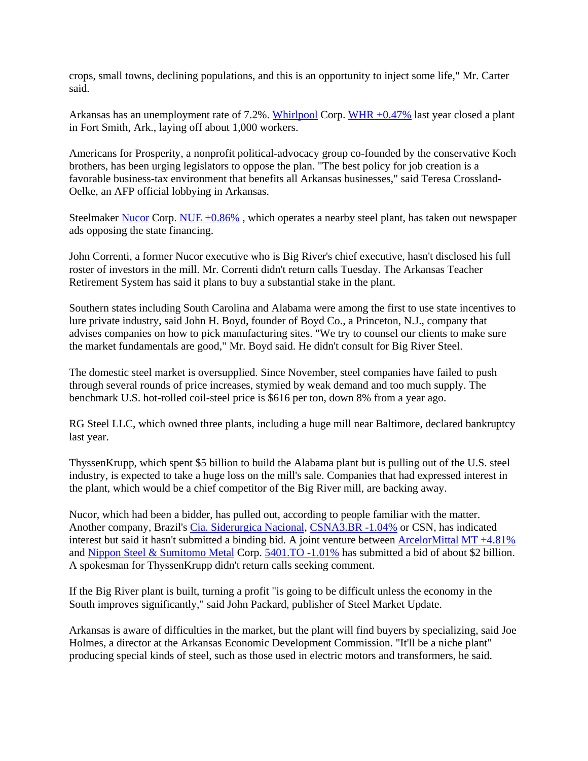crops, small towns, declining populations, and this is an opportunity to inject some life," Mr. Carter said.

Arkansas has an unemployment rate of 7.2%. Whirlpool Corp. WHR +0.47% last year closed a plant in Fort Smith, Ark., laying off about 1,000 workers.

Americans for Prosperity, a nonprofit political-advocacy group co-founded by the conservative Koch brothers, has been urging legislators to oppose the plan. "The best policy for job creation is a favorable business-tax environment that benefits all Arkansas businesses," said Teresa Crossland-Oelke, an AFP official lobbying in Arkansas.

Steelmaker Nucor Corp. NUE +0.86% , which operates a nearby steel plant, has taken out newspaper ads opposing the state financing.

John Correnti, a former Nucor executive who is Big River's chief executive, hasn't disclosed his full roster of investors in the mill. Mr. Correnti didn't return calls Tuesday. The Arkansas Teacher Retirement System has said it plans to buy a substantial stake in the plant.

Southern states including South Carolina and Alabama were among the first to use state incentives to lure private industry, said John H. Boyd, founder of Boyd Co., a Princeton, N.J., company that advises companies on how to pick manufacturing sites. "We try to counsel our clients to make sure the market fundamentals are good," Mr. Boyd said. He didn't consult for Big River Steel.

The domestic steel market is oversupplied. Since November, steel companies have failed to push through several rounds of price increases, stymied by weak demand and too much supply. The benchmark U.S. hot-rolled coil-steel price is $616 per ton, down 8% from a year ago.

RG Steel LLC, which owned three plants, including a huge mill near Baltimore, declared bankruptcy last year.

ThyssenKrupp, which spent $5 billion to build the Alabama plant but is pulling out of the U.S. steel industry, is expected to take a huge loss on the mill's sale. Companies that had expressed interest in the plant, which would be a chief competitor of the Big River mill, are backing away.

Nucor, which had been a bidder, has pulled out, according to people familiar with the matter. Another company, Brazil's Cia. Siderurgica Nacional, CSNA3.BR -1.04% or CSN, has indicated interest but said it hasn't submitted a binding bid. A joint venture between ArcelorMittal MT +4.81% and Nippon Steel & Sumitomo Metal Corp. 5401.TO -1.01% has submitted a bid of about $2 billion. A spokesman for ThyssenKrupp didn't return calls seeking comment.

If the Big River plant is built, turning a profit "is going to be difficult unless the economy in the South improves significantly," said John Packard, publisher of Steel Market Update.

Arkansas is aware of difficulties in the market, but the plant will find buyers by specializing, said Joe Holmes, a director at the Arkansas Economic Development Commission. "It'll be a niche plant" producing special kinds of steel, such as those used in electric motors and transformers, he said.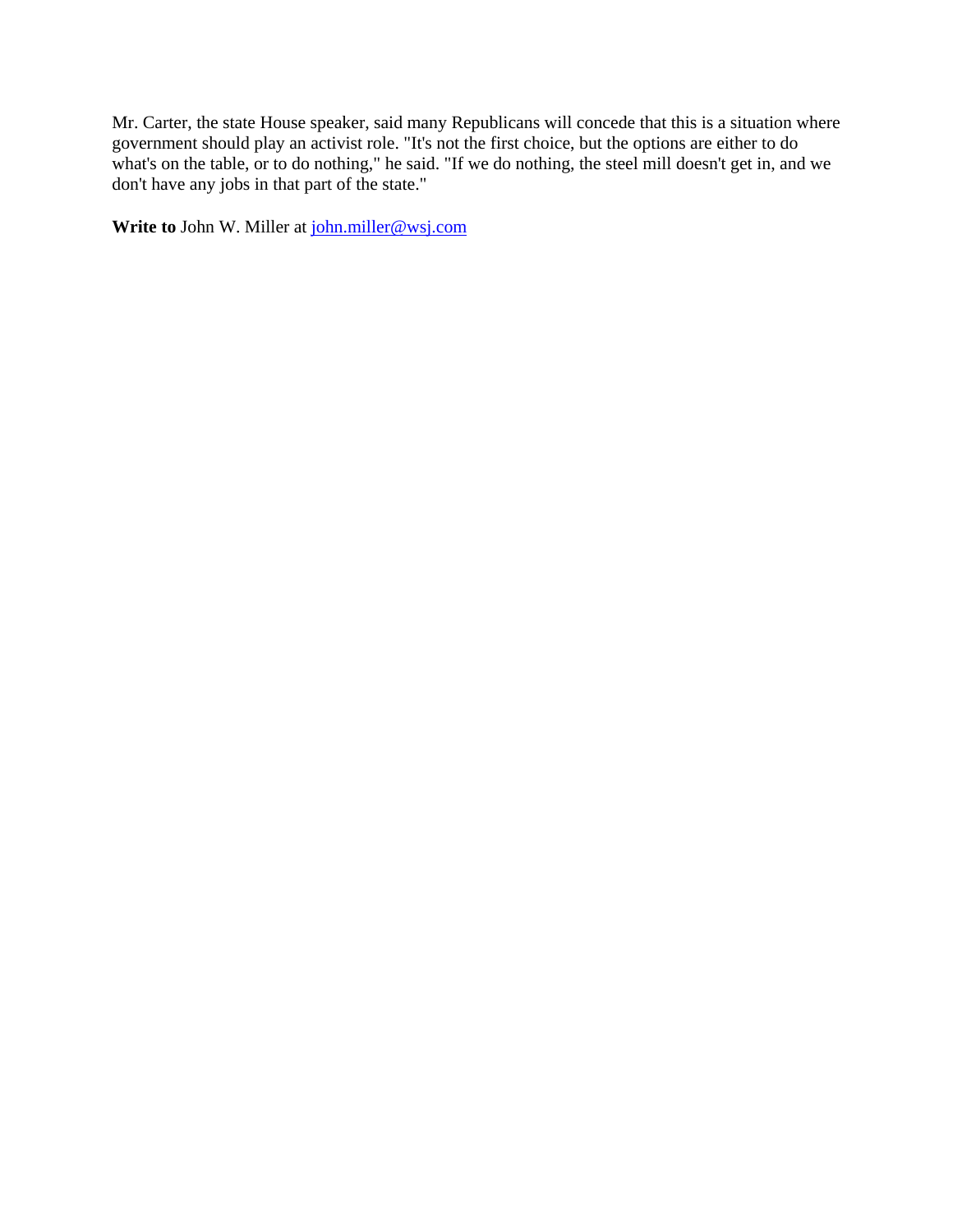Mr. Carter, the state House speaker, said many Republicans will concede that this is a situation where government should play an activist role. "It's not the first choice, but the options are either to do what's on the table, or to do nothing," he said. "If we do nothing, the steel mill doesn't get in, and we don't have any jobs in that part of the state."

**Write to** John W. Miller at john.miller@wsj.com